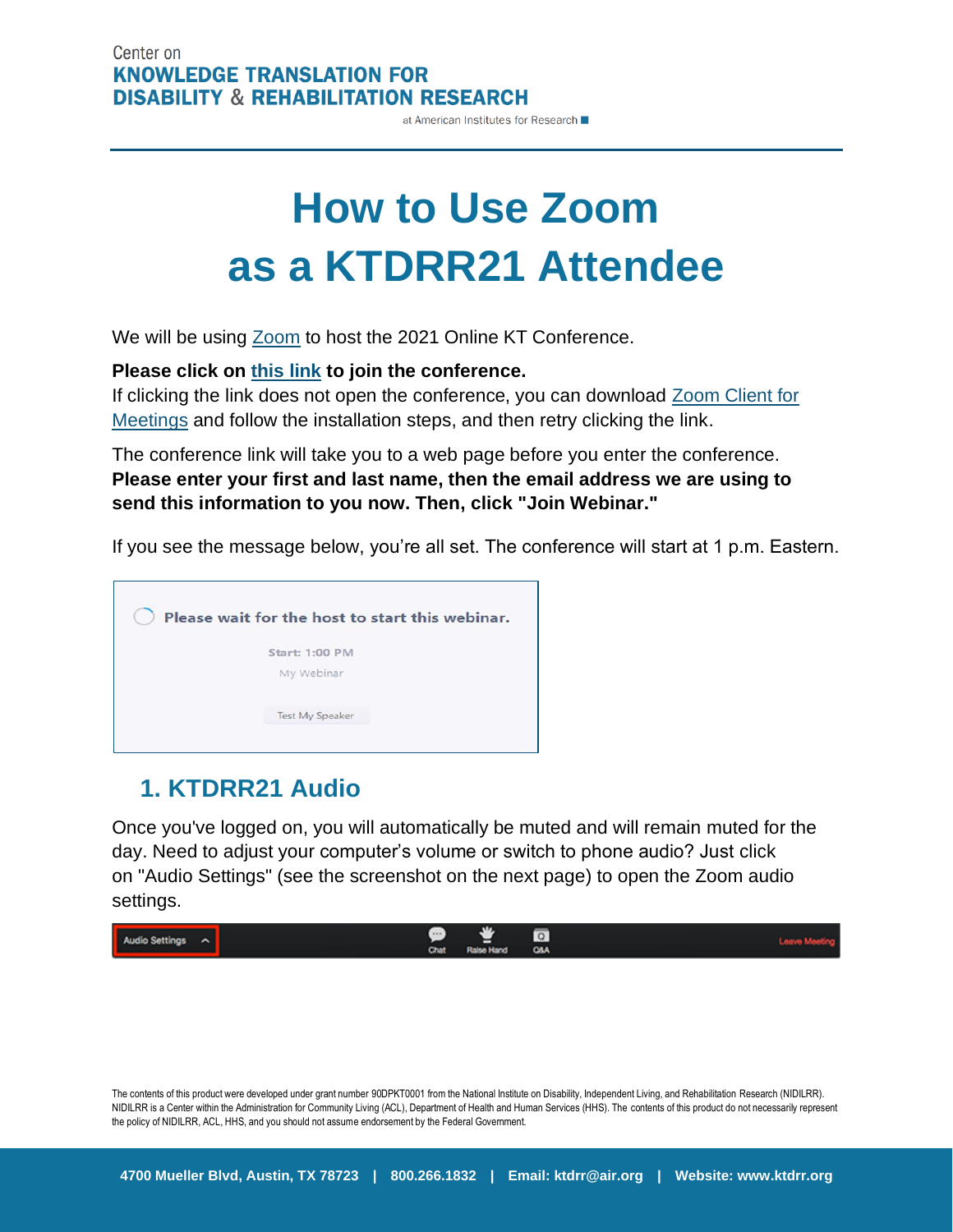Center on
**KNOWLEDGE TRANSLATION FOR DISABILITY & REHABILITATION RESEARCH**
at American Institutes for Research

# How to Use Zoom as a KTDRR21 Attendee

We will be using Zoom to host the 2021 Online KT Conference.

**Please click on this link to join the conference.**
If clicking the link does not open the conference, you can download Zoom Client for Meetings and follow the installation steps, and then retry clicking the link.

The conference link will take you to a web page before you enter the conference. **Please enter your first and last name, then the email address we are using to send this information to you now. Then, click "Join Webinar."**

If you see the message below, you're all set. The conference will start at 1 p.m. Eastern.

Please wait for the host to start this webinar.

Start: 1:00 PM

My Webinar

Test My Speaker

## 1. KTDRR21 Audio

Once you've logged on, you will automatically be muted and will remain muted for the day. Need to adjust your computer's volume or switch to phone audio? Just click on "Audio Settings" (see the screenshot on the next page) to open the Zoom audio settings.

Audio Settings | Chat | Raise Hand | Q&A | Leave Meeting

The contents of this product were developed under grant number 90DPKT0001 from the National Institute on Disability, Independent Living, and Rehabilitation Research (NIDILRR). NIDILRR is a Center within the Administration for Community Living (ACL), Department of Health and Human Services (HHS). The contents of this product do not necessarily represent the policy of NIDILRR, ACL, HHS, and you should not assume endorsement by the Federal Government.

4700 Mueller Blvd, Austin, TX 78723 | 800.266.1832 | Email: ktdrr@air.org | Website: www.ktdrr.org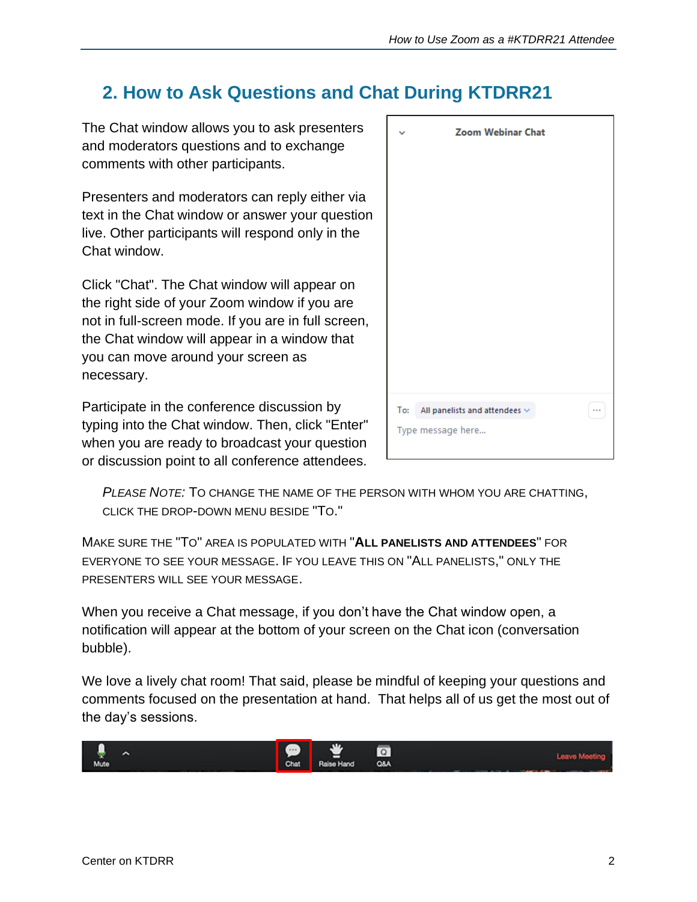## 2. How to Ask Questions and Chat During KTDRR21

The Chat window allows you to ask presenters and moderators questions and to exchange comments with other participants.

Presenters and moderators can reply either via text in the Chat window or answer your question live. Other participants will respond only in the Chat window.

Click "Chat". The Chat window will appear on the right side of your Zoom window if you are not in full-screen mode. If you are in full screen, the Chat window will appear in a window that you can move around your screen as necessary.

Participate in the conference discussion by typing into the Chat window. Then, click "Enter" when you are ready to broadcast your question or discussion point to all conference attendees.

> *Please Note:* To change the name of the person with whom you are chatting, click the drop-down menu beside "To."

Make sure the "To" area is populated with "**All panelists and attendees**" for everyone to see your message. If you leave this on "All panelists," only the presenters will see your message.

When you receive a Chat message, if you don't have the Chat window open, a notification will appear at the bottom of your screen on the Chat icon (conversation bubble).

We love a lively chat room! That said, please be mindful of keeping your questions and comments focused on the presentation at hand. That helps all of us get the most out of the day's sessions.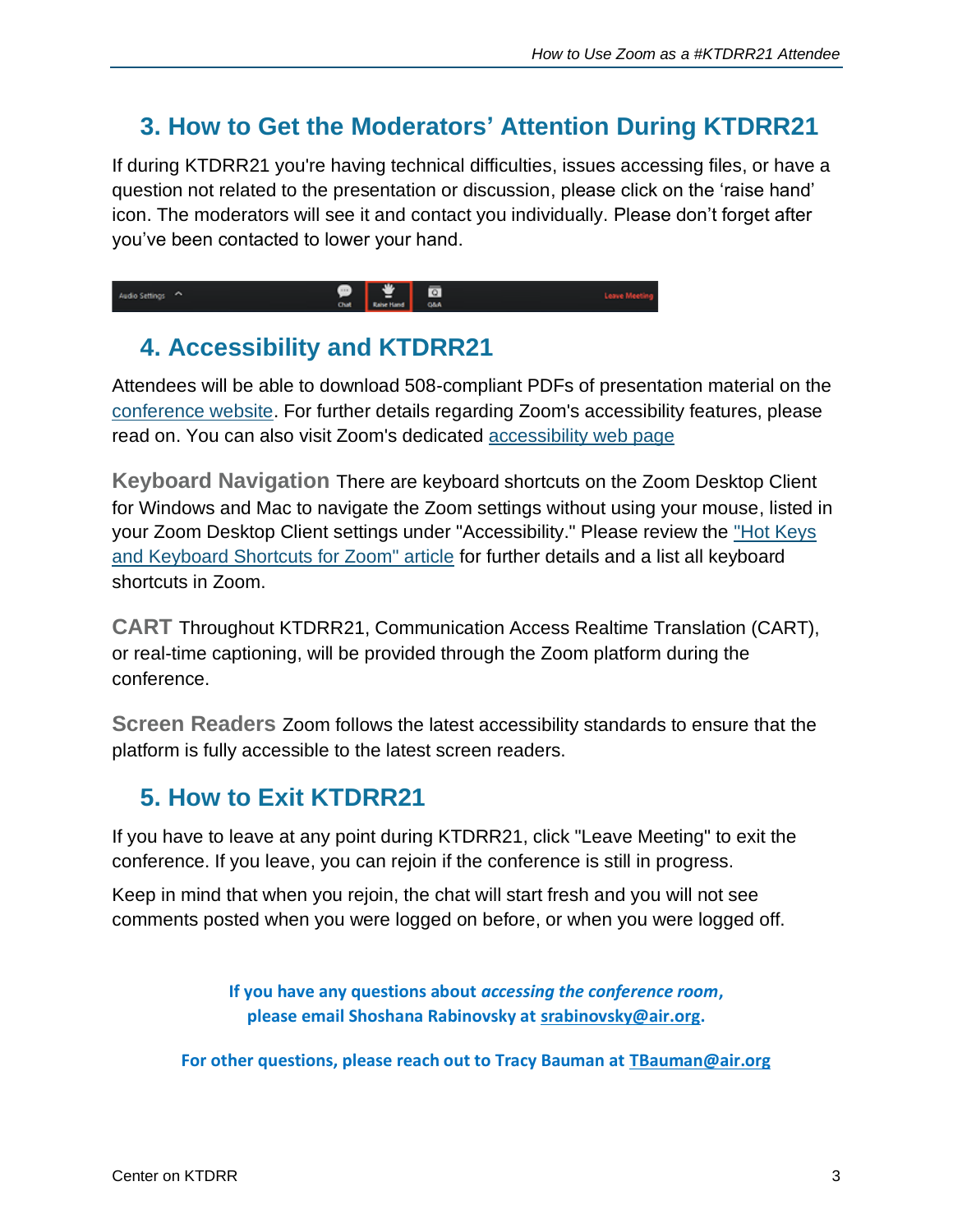## 3. How to Get the Moderators' Attention During KTDRR21

If during KTDRR21 you're having technical difficulties, issues accessing files, or have a question not related to the presentation or discussion, please click on the 'raise hand' icon. The moderators will see it and contact you individually. Please don't forget after you've been contacted to lower your hand.

Audio Settings ^ Chat Raise Hand Q&A Leave Meeting

## 4. Accessibility and KTDRR21

Attendees will be able to download 508-compliant PDFs of presentation material on the [conference website](). For further details regarding Zoom's accessibility features, please read on. You can also visit Zoom's dedicated [accessibility web page]()

**Keyboard Navigation** There are keyboard shortcuts on the Zoom Desktop Client for Windows and Mac to navigate the Zoom settings without using your mouse, listed in your Zoom Desktop Client settings under "Accessibility." Please review the ["Hot Keys and Keyboard Shortcuts for Zoom" article]() for further details and a list all keyboard shortcuts in Zoom.

**CART** Throughout KTDRR21, Communication Access Realtime Translation (CART), or real-time captioning, will be provided through the Zoom platform during the conference.

**Screen Readers** Zoom follows the latest accessibility standards to ensure that the platform is fully accessible to the latest screen readers.

## 5. How to Exit KTDRR21

If you have to leave at any point during KTDRR21, click "Leave Meeting" to exit the conference. If you leave, you can rejoin if the conference is still in progress.

Keep in mind that when you rejoin, the chat will start fresh and you will not see comments posted when you were logged on before, or when you were logged off.

**If you have any questions about *accessing the conference room*, please email Shoshana Rabinovsky at [srabinovsky@air.org](mailto:srabinovsky@air.org).**

**For other questions, please reach out to Tracy Bauman at [TBauman@air.org](mailto:TBauman@air.org)**